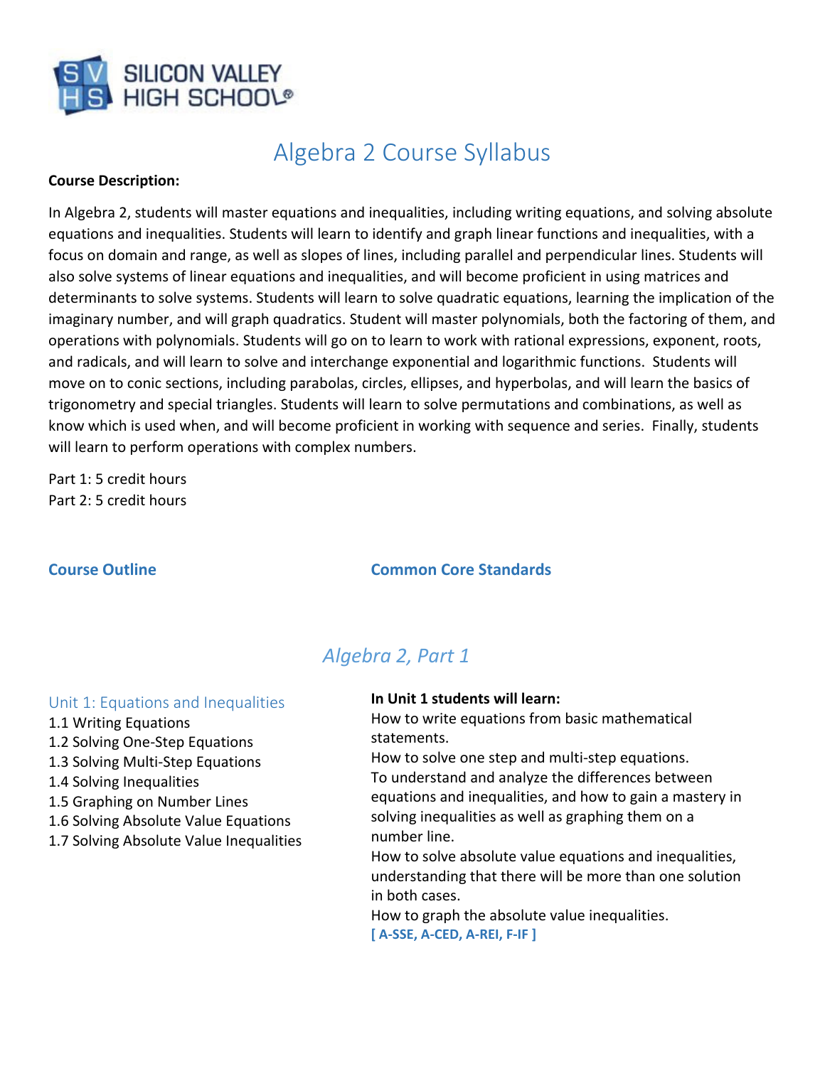SILICON VALLEY HIGH SCHOOL

# Algebra 2 Course Syllabus

**Course Description:**

In Algebra 2, students will master equations and inequalities, including writing equations, and solving absolute equations and inequalities. Students will learn to identify and graph linear functions and inequalities, with a focus on domain and range, as well as slopes of lines, including parallel and perpendicular lines. Students will also solve systems of linear equations and inequalities, and will become proficient in using matrices and determinants to solve systems. Students will learn to solve quadratic equations, learning the implication of the imaginary number, and will graph quadratics. Student will master polynomials, both the factoring of them, and operations with polynomials. Students will go on to learn to work with rational expressions, exponent, roots, and radicals, and will learn to solve and interchange exponential and logarithmic functions. Students will move on to conic sections, including parabolas, circles, ellipses, and hyperbolas, and will learn the basics of trigonometry and special triangles. Students will learn to solve permutations and combinations, as well as know which is used when, and will become proficient in working with sequence and series. Finally, students will learn to perform operations with complex numbers.

Part 1: 5 credit hours
Part 2: 5 credit hours

**Course Outline** | **Common Core Standards**

## *Algebra 2, Part 1*

### Unit 1: Equations and Inequalities

1.1 Writing Equations
1.2 Solving One-Step Equations
1.3 Solving Multi-Step Equations
1.4 Solving Inequalities
1.5 Graphing on Number Lines
1.6 Solving Absolute Value Equations
1.7 Solving Absolute Value Inequalities

**In Unit 1 students will learn:**
How to write equations from basic mathematical statements.
How to solve one step and multi-step equations.
To understand and analyze the differences between equations and inequalities, and how to gain a mastery in solving inequalities as well as graphing them on a number line.
How to solve absolute value equations and inequalities, understanding that there will be more than one solution in both cases.
How to graph the absolute value inequalities.
**[ A-SSE, A-CED, A-REI, F-IF ]**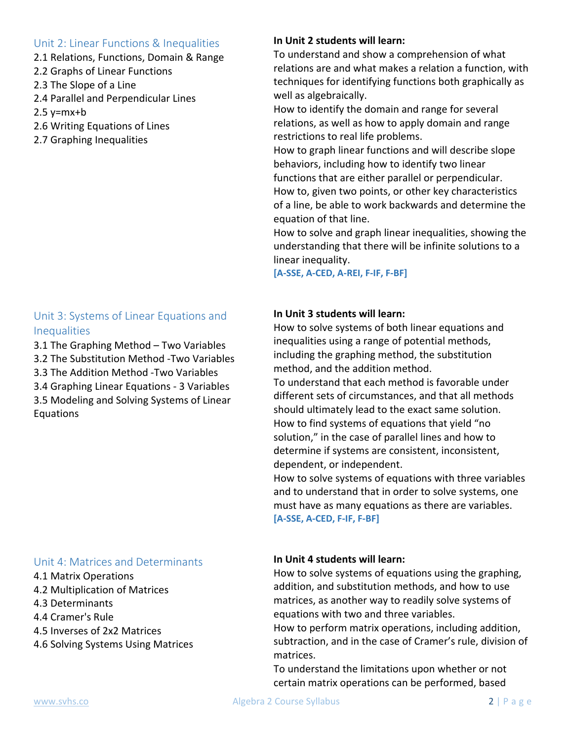## Unit 2: Linear Functions & Inequalities

2.1 Relations, Functions, Domain & Range
2.2 Graphs of Linear Functions
2.3 The Slope of a Line
2.4 Parallel and Perpendicular Lines
2.5 y=mx+b
2.6 Writing Equations of Lines
2.7 Graphing Inequalities

**In Unit 2 students will learn:**

To understand and show a comprehension of what relations are and what makes a relation a function, with techniques for identifying functions both graphically as well as algebraically.
How to identify the domain and range for several relations, as well as how to apply domain and range restrictions to real life problems.
How to graph linear functions and will describe slope behaviors, including how to identify two linear functions that are either parallel or perpendicular.
How to, given two points, or other key characteristics of a line, be able to work backwards and determine the equation of that line.
How to solve and graph linear inequalities, showing the understanding that there will be infinite solutions to a linear inequality.
**[A-SSE, A-CED, A-REI, F-IF, F-BF]**

## Unit 3: Systems of Linear Equations and Inequalities

3.1 The Graphing Method – Two Variables
3.2 The Substitution Method -Two Variables
3.3 The Addition Method -Two Variables
3.4 Graphing Linear Equations - 3 Variables
3.5 Modeling and Solving Systems of Linear Equations

**In Unit 3 students will learn:**

How to solve systems of both linear equations and inequalities using a range of potential methods, including the graphing method, the substitution method, and the addition method.
To understand that each method is favorable under different sets of circumstances, and that all methods should ultimately lead to the exact same solution.
How to find systems of equations that yield "no solution," in the case of parallel lines and how to determine if systems are consistent, inconsistent, dependent, or independent.
How to solve systems of equations with three variables and to understand that in order to solve systems, one must have as many equations as there are variables.
**[A-SSE, A-CED, F-IF, F-BF]**

## Unit 4: Matrices and Determinants

4.1 Matrix Operations
4.2 Multiplication of Matrices
4.3 Determinants
4.4 Cramer's Rule
4.5 Inverses of 2x2 Matrices
4.6 Solving Systems Using Matrices

**In Unit 4 students will learn:**

How to solve systems of equations using the graphing, addition, and substitution methods, and how to use matrices, as another way to readily solve systems of equations with two and three variables.
How to perform matrix operations, including addition, subtraction, and in the case of Cramer's rule, division of matrices.
To understand the limitations upon whether or not certain matrix operations can be performed, based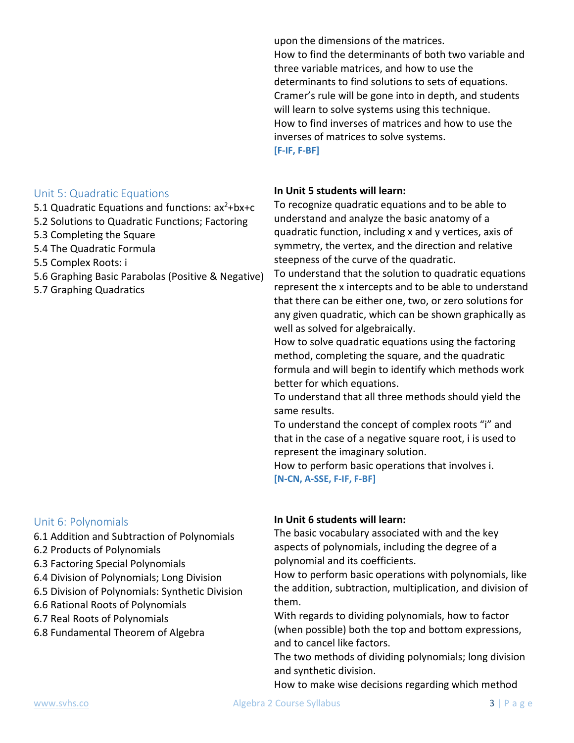upon the dimensions of the matrices.

How to find the determinants of both two variable and three variable matrices, and how to use the determinants to find solutions to sets of equations.

Cramer's rule will be gone into in depth, and students will learn to solve systems using this technique.

How to find inverses of matrices and how to use the inverses of matrices to solve systems.

**[F-IF, F-BF]**

## Unit 5: Quadratic Equations

5.1 Quadratic Equations and functions: $ax^2+bx+c$
5.2 Solutions to Quadratic Functions; Factoring
5.3 Completing the Square
5.4 The Quadratic Formula
5.5 Complex Roots: i
5.6 Graphing Basic Parabolas (Positive & Negative)
5.7 Graphing Quadratics

**In Unit 5 students will learn:**

To recognize quadratic equations and to be able to understand and analyze the basic anatomy of a quadratic function, including x and y vertices, axis of symmetry, the vertex, and the direction and relative steepness of the curve of the quadratic.

To understand that the solution to quadratic equations represent the x intercepts and to be able to understand that there can be either one, two, or zero solutions for any given quadratic, which can be shown graphically as well as solved for algebraically.

How to solve quadratic equations using the factoring method, completing the square, and the quadratic formula and will begin to identify which methods work better for which equations.

To understand that all three methods should yield the same results.

To understand the concept of complex roots "i" and that in the case of a negative square root, i is used to represent the imaginary solution.

How to perform basic operations that involves i.

**[N-CN, A-SSE, F-IF, F-BF]**

## Unit 6: Polynomials

6.1 Addition and Subtraction of Polynomials
6.2 Products of Polynomials
6.3 Factoring Special Polynomials
6.4 Division of Polynomials; Long Division
6.5 Division of Polynomials: Synthetic Division
6.6 Rational Roots of Polynomials
6.7 Real Roots of Polynomials
6.8 Fundamental Theorem of Algebra

**In Unit 6 students will learn:**

The basic vocabulary associated with and the key aspects of polynomials, including the degree of a polynomial and its coefficients.

How to perform basic operations with polynomials, like the addition, subtraction, multiplication, and division of them.

With regards to dividing polynomials, how to factor (when possible) both the top and bottom expressions, and to cancel like factors.

The two methods of dividing polynomials; long division and synthetic division.

How to make wise decisions regarding which method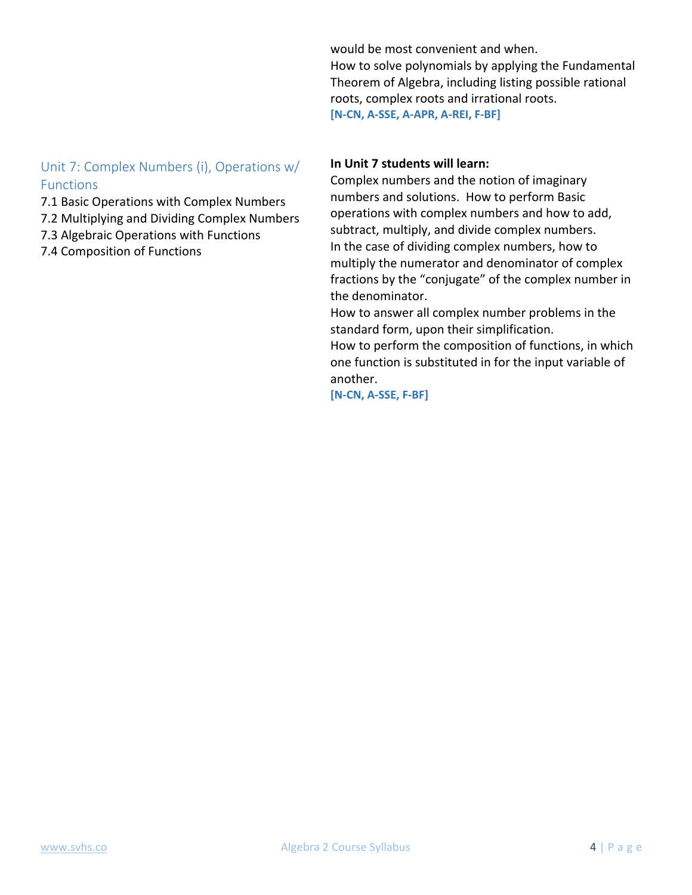would be most convenient and when.
How to solve polynomials by applying the Fundamental Theorem of Algebra, including listing possible rational roots, complex roots and irrational roots.
**[N-CN, A-SSE, A-APR, A-REI, F-BF]**

## Unit 7: Complex Numbers (i), Operations w/ Functions

7.1 Basic Operations with Complex Numbers
7.2 Multiplying and Dividing Complex Numbers
7.3 Algebraic Operations with Functions
7.4 Composition of Functions

**In Unit 7 students will learn:**
Complex numbers and the notion of imaginary numbers and solutions. How to perform Basic operations with complex numbers and how to add, subtract, multiply, and divide complex numbers.
In the case of dividing complex numbers, how to multiply the numerator and denominator of complex fractions by the "conjugate" of the complex number in the denominator.
How to answer all complex number problems in the standard form, upon their simplification.
How to perform the composition of functions, in which one function is substituted in for the input variable of another.
**[N-CN, A-SSE, F-BF]**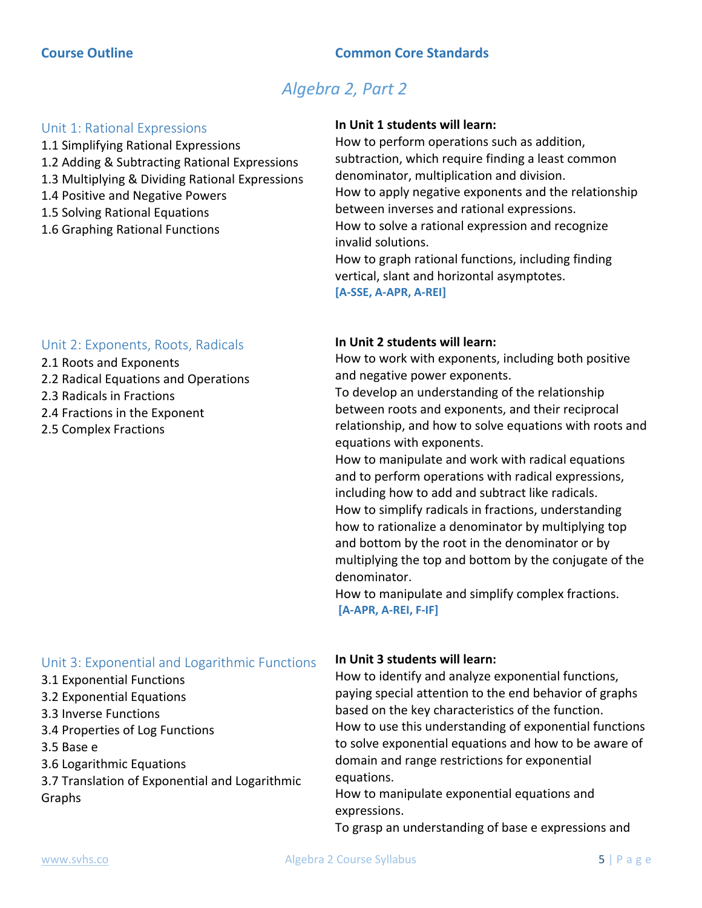**Course Outline** | **Common Core Standards**

## *Algebra 2, Part 2*

### Unit 1: Rational Expressions

1.1 Simplifying Rational Expressions
1.2 Adding & Subtracting Rational Expressions
1.3 Multiplying & Dividing Rational Expressions
1.4 Positive and Negative Powers
1.5 Solving Rational Equations
1.6 Graphing Rational Functions

**In Unit 1 students will learn:**
How to perform operations such as addition, subtraction, which require finding a least common denominator, multiplication and division.
How to apply negative exponents and the relationship between inverses and rational expressions.
How to solve a rational expression and recognize invalid solutions.
How to graph rational functions, including finding vertical, slant and horizontal asymptotes.
**[A-SSE, A-APR, A-REI]**

### Unit 2: Exponents, Roots, Radicals

2.1 Roots and Exponents
2.2 Radical Equations and Operations
2.3 Radicals in Fractions
2.4 Fractions in the Exponent
2.5 Complex Fractions

**In Unit 2 students will learn:**
How to work with exponents, including both positive and negative power exponents.
To develop an understanding of the relationship between roots and exponents, and their reciprocal relationship, and how to solve equations with roots and equations with exponents.
How to manipulate and work with radical equations and to perform operations with radical expressions, including how to add and subtract like radicals.
How to simplify radicals in fractions, understanding how to rationalize a denominator by multiplying top and bottom by the root in the denominator or by multiplying the top and bottom by the conjugate of the denominator.
How to manipulate and simplify complex fractions.
**[A-APR, A-REI, F-IF]**

### Unit 3: Exponential and Logarithmic Functions

3.1 Exponential Functions
3.2 Exponential Equations
3.3 Inverse Functions
3.4 Properties of Log Functions
3.5 Base e
3.6 Logarithmic Equations
3.7 Translation of Exponential and Logarithmic Graphs

**In Unit 3 students will learn:**
How to identify and analyze exponential functions, paying special attention to the end behavior of graphs based on the key characteristics of the function.
How to use this understanding of exponential functions to solve exponential equations and how to be aware of domain and range restrictions for exponential equations.
How to manipulate exponential equations and expressions.
To grasp an understanding of base e expressions and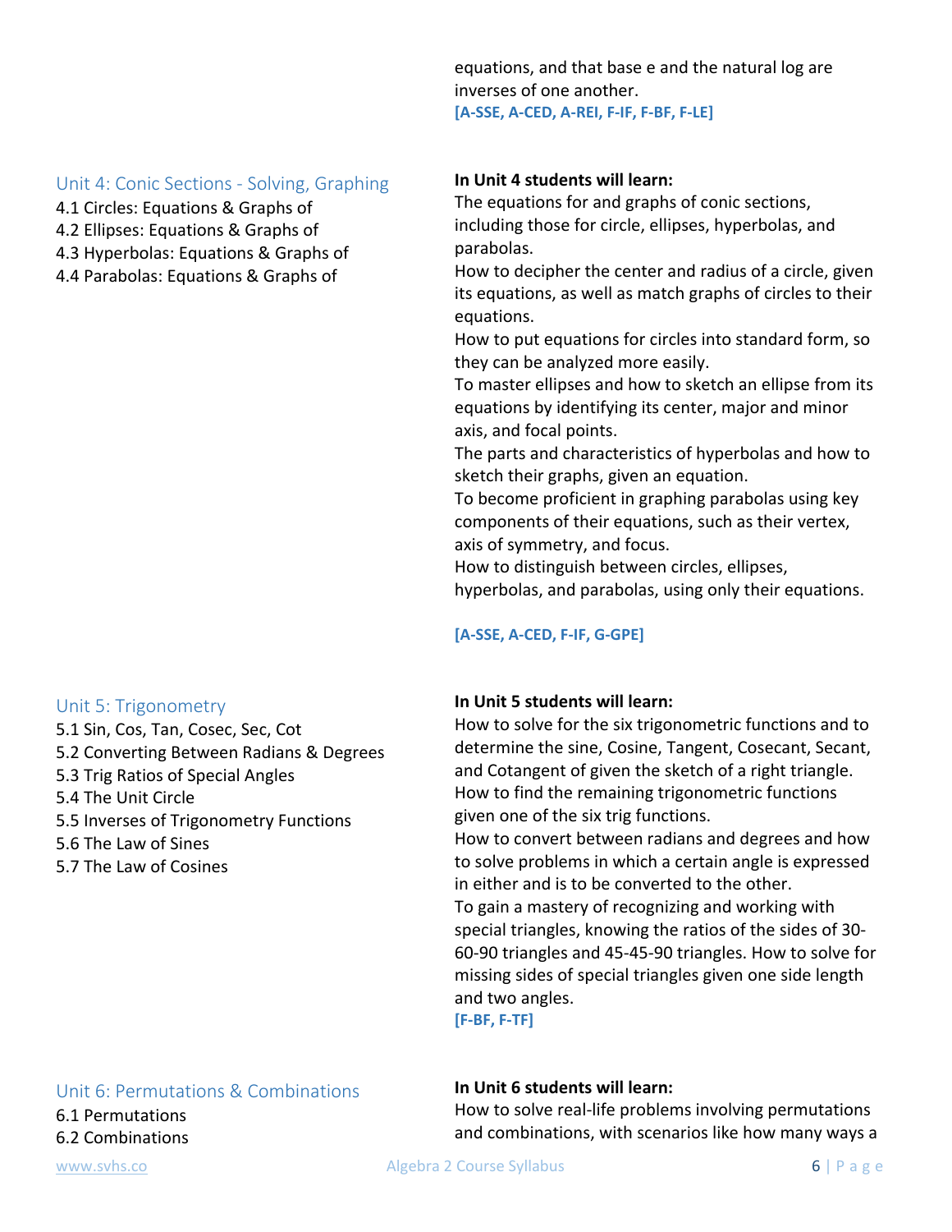equations, and that base e and the natural log are inverses of one another.
**[A-SSE, A-CED, A-REI, F-IF, F-BF, F-LE]**

## Unit 4: Conic Sections - Solving, Graphing

4.1 Circles: Equations & Graphs of
4.2 Ellipses: Equations & Graphs of
4.3 Hyperbolas: Equations & Graphs of
4.4 Parabolas: Equations & Graphs of

**In Unit 4 students will learn:**
The equations for and graphs of conic sections, including those for circle, ellipses, hyperbolas, and parabolas.
How to decipher the center and radius of a circle, given its equations, as well as match graphs of circles to their equations.
How to put equations for circles into standard form, so they can be analyzed more easily.
To master ellipses and how to sketch an ellipse from its equations by identifying its center, major and minor axis, and focal points.
The parts and characteristics of hyperbolas and how to sketch their graphs, given an equation.
To become proficient in graphing parabolas using key components of their equations, such as their vertex, axis of symmetry, and focus.
How to distinguish between circles, ellipses, hyperbolas, and parabolas, using only their equations.

**[A-SSE, A-CED, F-IF, G-GPE]**

## Unit 5: Trigonometry

5.1 Sin, Cos, Tan, Cosec, Sec, Cot
5.2 Converting Between Radians & Degrees
5.3 Trig Ratios of Special Angles
5.4 The Unit Circle
5.5 Inverses of Trigonometry Functions
5.6 The Law of Sines
5.7 The Law of Cosines

**In Unit 5 students will learn:**
How to solve for the six trigonometric functions and to determine the sine, Cosine, Tangent, Cosecant, Secant, and Cotangent of given the sketch of a right triangle.
How to find the remaining trigonometric functions given one of the six trig functions.
How to convert between radians and degrees and how to solve problems in which a certain angle is expressed in either and is to be converted to the other.
To gain a mastery of recognizing and working with special triangles, knowing the ratios of the sides of 30-60-90 triangles and 45-45-90 triangles. How to solve for missing sides of special triangles given one side length and two angles.
**[F-BF, F-TF]**

## Unit 6: Permutations & Combinations

6.1 Permutations
6.2 Combinations

**In Unit 6 students will learn:**
How to solve real-life problems involving permutations and combinations, with scenarios like how many ways a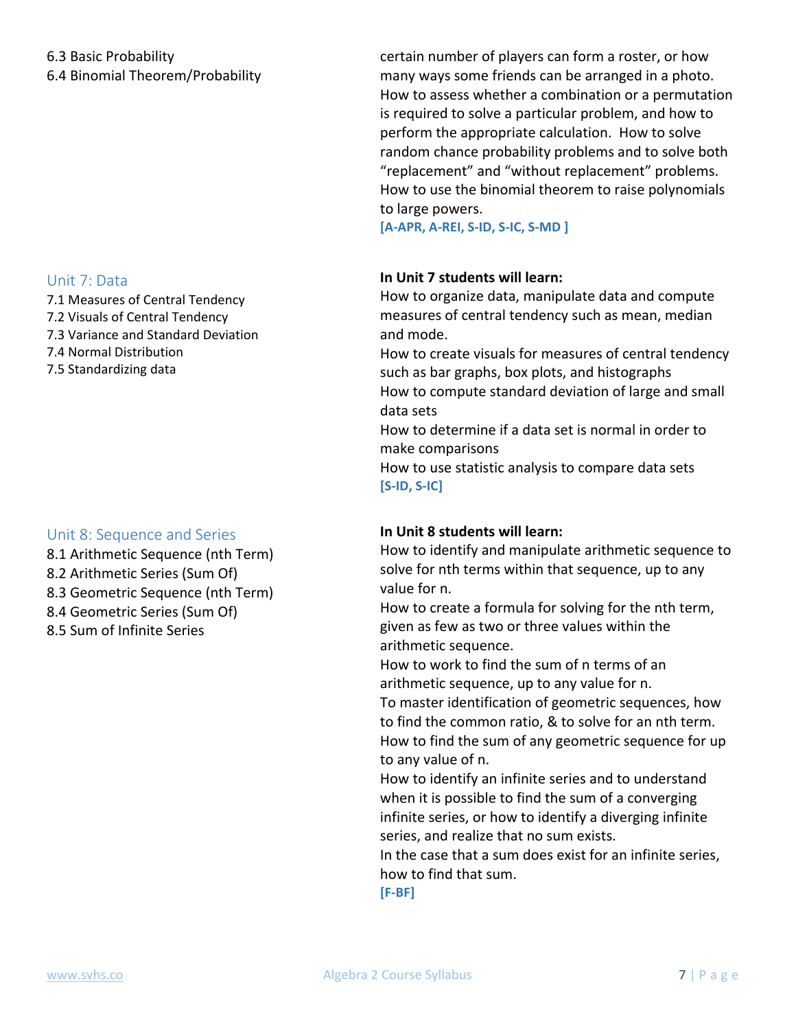6.3 Basic Probability
6.4 Binomial Theorem/Probability

certain number of players can form a roster, or how many ways some friends can be arranged in a photo. How to assess whether a combination or a permutation is required to solve a particular problem, and how to perform the appropriate calculation. How to solve random chance probability problems and to solve both "replacement" and "without replacement" problems. How to use the binomial theorem to raise polynomials to large powers.
**[A-APR, A-REI, S-ID, S-IC, S-MD ]**

## Unit 7: Data

7.1 Measures of Central Tendency
7.2 Visuals of Central Tendency
7.3 Variance and Standard Deviation
7.4 Normal Distribution
7.5 Standardizing data

**In Unit 7 students will learn:**
How to organize data, manipulate data and compute measures of central tendency such as mean, median and mode.
How to create visuals for measures of central tendency such as bar graphs, box plots, and histographs
How to compute standard deviation of large and small data sets
How to determine if a data set is normal in order to make comparisons
How to use statistic analysis to compare data sets
**[S-ID, S-IC]**

## Unit 8: Sequence and Series

8.1 Arithmetic Sequence (nth Term)
8.2 Arithmetic Series (Sum Of)
8.3 Geometric Sequence (nth Term)
8.4 Geometric Series (Sum Of)
8.5 Sum of Infinite Series

**In Unit 8 students will learn:**
How to identify and manipulate arithmetic sequence to solve for nth terms within that sequence, up to any value for n.
How to create a formula for solving for the nth term, given as few as two or three values within the arithmetic sequence.
How to work to find the sum of n terms of an arithmetic sequence, up to any value for n.
To master identification of geometric sequences, how to find the common ratio, & to solve for an nth term.
How to find the sum of any geometric sequence for up to any value of n.
How to identify an infinite series and to understand when it is possible to find the sum of a converging infinite series, or how to identify a diverging infinite series, and realize that no sum exists.
In the case that a sum does exist for an infinite series, how to find that sum.
**[F-BF]**